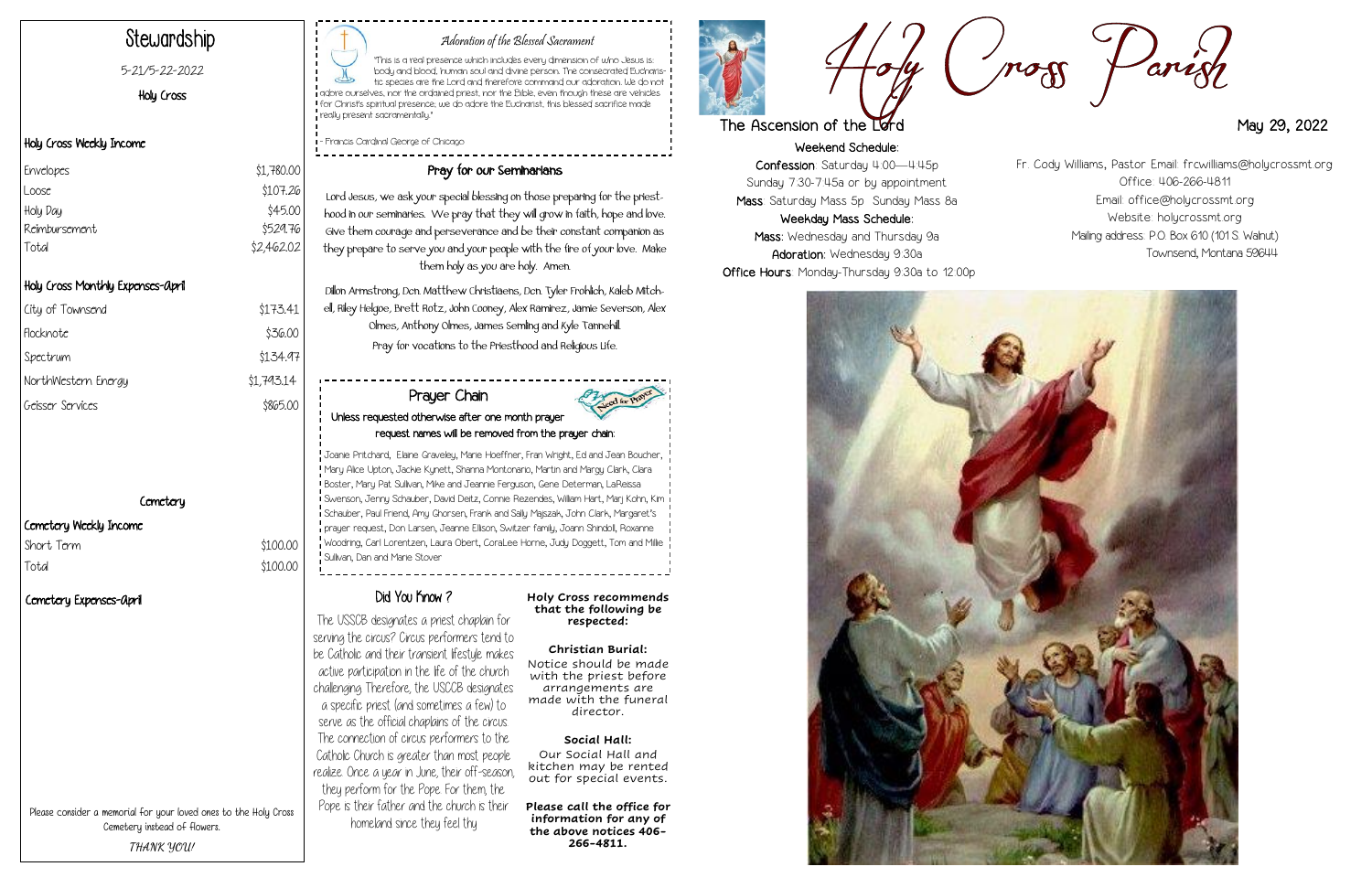# Stewardship

5-21/5-22-2022

Holy Cross

## Holy Cross Weekly Income

| Envelopes | $1,780.00 |
|---|---|
| Loose | $107.26 |
| Holy Day | $45.00 |
| Reimbursement | $529.76 |
| Total | $2,462.02 |

## Holy Cross Monthly Expenses-April

| City of Townsend | $173.41 |
|---|---|
| Flocknote | $36.00 |
| Spectrum | $134.97 |
| NorthWestern Energy | $1,793.14 |
| Geisser Services | $865.00 |

## Cemetery

### Cemetery Weekly Income

| Short Term | $100.00 |
|---|---|
| Total | $100.00 |

### Cemetery Expenses-April

Please consider a memorial for your loved ones to the Holy Cross Cemetery instead of flowers.

*THANK YOU!*

### *Adoration of the Blessed Sacrament*

"This is a real presence which includes every dimension of who Jesus is: body and blood, human soul and divine person. The consecrated Eucharistic species are the Lord and therefore command our adoration. We do not adore ourselves, nor the ordained priest, nor the Bible, even though these are vehicles for Christ's spiritual presence; we do adore the Eucharist, this blessed sacrifice made really present sacramentally."

~ Francis Cardinal George of Chicago

### Pray for our Seminarians

Lord Jesus, we ask your special blessing on those preparing for the priesthood in our seminaries. We pray that they will grow in faith, hope and love. Give them courage and perseverance and be their constant companion as they prepare to serve you and your people with the fire of your love. Make them holy as you are holy. Amen.

Dillon Armstrong, Dcn. Matthew Christiaens, Dcn. Tyler Frohlich, Kaleb Mitchell, Riley Helgoe, Brett Rotz, John Cooney, Alex Ramirez, Jamie Severson, Alex Olmes, Anthony Olmes, James Semling and Kyle Tannehill.

Pray for vocations to the Priesthood and Religious Life.

### Prayer Chain

**Unless requested otherwise after one month prayer request names will be removed from the prayer chain:**

Joanie Pritchard, Elaine Graveley, Marie Hoeffner, Fran Wright, Ed and Jean Boucher, Mary Alice Upton, Jackie Kynett, Shanna Montonario, Martin and Margy Clark, Clara Boster, Mary Pat Sullivan, Mike and Jeannie Ferguson, Gene Determan, LaReissa Swenson, Jenny Schauber, David Deitz, Connie Rezendes, William Hart, Marj Kohn, Kim Schauber, Paul Friend, Amy Ghorsen, Frank and Sally Majszak, John Clark, Margaret's prayer request, Don Larsen, Jeanne Ellison, Switzer family, Joann Shindoll, Roxanne Woodring, Carl Lorentzen, Laura Obert, CoraLee Horne, Judy Doggett, Tom and Millie Sullivan, Dan and Marie Stover

### Did You Know ?

The USCCB designates a priest chaplain for serving the circus? Circus performers tend to be Catholic and their transient lifestyle makes active participation in the life of the church challenging. Therefore, the USCCB designates a specific priest (and sometimes a few) to serve as the official chaplains of the circus. The connection of circus performers to the Catholic Church is greater than most people realize. Once a year in June, their off-season, they perform for the Pope. For them, the Pope is their father and the church is their homeland since they feel thy

**Holy Cross recommends that the following be respected:**

**Christian Burial:**
Notice should be made with the priest before arrangements are made with the funeral director.

**Social Hall:**
Our Social Hall and kitchen may be rented out for special events.

**Please call the office for information for any of the above notices 406-266-4811.**

# Holy Cross Parish

## The Ascension of the Lord

May 29, 2022

**Weekend Schedule:**

**Confession**: Saturday 4:00—4:45p
Sunday 7:30-7:45a or by appointment

**Mass**: Saturday Mass 5p Sunday Mass 8a

**Weekday Mass Schedule:**

**Mass**: Wednesday and Thursday 9a

**Adoration**: Wednesday 9:30a

**Office Hours**: Monday-Thursday 9:30a to 12:00p

Fr. Cody Williams, Pastor Email: frcwilliams@holycrossmt.org
Office: 406-266-4811
Email: office@holycrossmt.org
Website: holycrossmt.org
Mailing address: P.O. Box 610 (101 S. Walnut)
Townsend, Montana 59644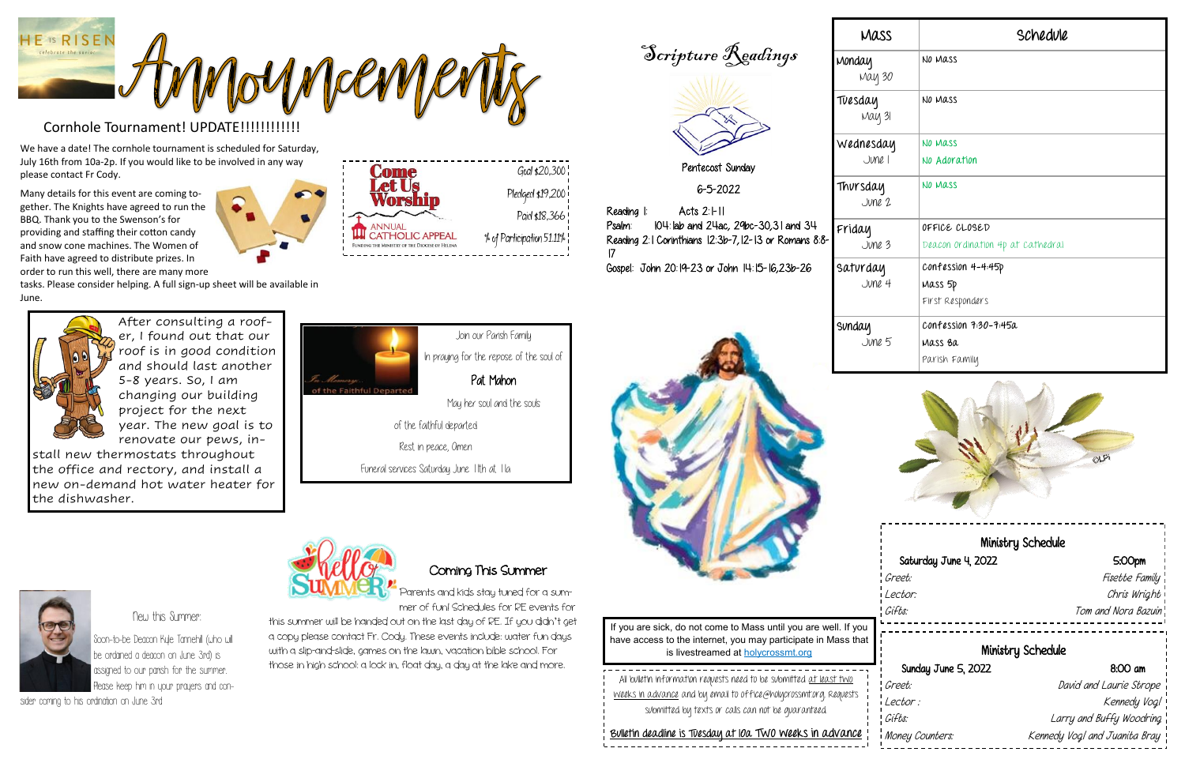# Announcements

## Cornhole Tournament! UPDATE!!!!!!!!!!!!

We have a date! The cornhole tournament is scheduled for Saturday, July 16th from 10a-2p. If you would like to be involved in any way please contact Fr Cody.

Many details for this event are coming together. The Knights have agreed to run the BBQ. Thank you to the Swenson's for providing and staffing their cotton candy and snow cone machines. The Women of Faith have agreed to distribute prizes. In order to run this well, there are many more tasks. Please consider helping. A full sign-up sheet will be available in June.

After consulting a roofer, I found out that our roof is in good condition and should last another 5-8 years. So, I am changing our building project for the next year. The new goal is to renovate our pews, install new thermostats throughout the office and rectory, and install a new on-demand hot water heater for the dishwasher.

**Come Let Us Worship** — ANNUAL CATHOLIC APPEAL — FUNDING THE MINISTRY OF THE DIOCESE OF HELENA

Goal $20,300
Pledged $19,200
Paid $18,366
% of Participation 51.11%

In Memory of the Faithful Departed

Join our Parish Family
In praying for the repose of the soul of

**Pat Mahon**

May her soul and the souls
of the faithful departed
Rest in peace, Amen

Funeral services Saturday June 11th at 11a

New this Summer:

Soon-to-be Deacon Kyle Tomehll (who will be ordained a deacon on June 3rd) is assigned to our parish for the summer. Please keep him in your prayers and consider coming to his ordination on June 3rd

## Coming This Summer

Parents and kids stay tuned for a summer of fun! Schedules for RE events for this summer will be handed out on the last day of RE. If you didn't get a copy please contact Fr. Cody. These events include: water fun days with a slip-and-slide, games on the lawn, vacation bible school. For those in high school: a lock in, float day, a day at the lake and more.

## Scripture Readings

Pentecost Sunday

6-5-2022

Reading I: Acts 2:1-11
Psalm: 104: 1ab and 24ac, 29bc-30,31 and 34
Reading 2: 1 Corinthians 12:3b-7,12-13 or Romans 8:8-17
Gospel: John 20:19-23 or John 14:15-16,23b-26

If you are sick, do not come to Mass until you are well. If you have access to the internet, you may participate in Mass that is livestreamed at holycrossmt.org

All bulletin information requests need to be submitted at least two weeks in advance and by email to office@holycrossmt.org. Requests submitted by texts or calls can not be guaranteed.

Bulletin deadline is Tuesday at 10a TWO weeks in advance

| Mass | Schedule |
|---|---|
| Monday May 30 | No Mass |
| Tuesday May 31 | No Mass |
| Wednesday June 1 | No Mass<br>No Adoration |
| Thursday June 2 | No Mass |
| Friday June 3 | OFFICE CLOSED<br>Deacon ordination 4p at Cathedral |
| Saturday June 4 | Confession 4-4:45p<br>Mass 5p<br>First Responders |
| Sunday June 5 | Confession 7:30-7:45a<br>Mass 8a<br>Parish Family |

### Ministry Schedule

**Saturday June 4, 2022** — **5:00pm**

*Greet:* *Fisette Family*
*Lector:* *Chris Wright*
*Gifts:* *Tom and Nora Bazuin*

### Ministry Schedule

**Sunday June 5, 2022** — **8:00 am**

*Greet:* *David and Laurie Strope*
*Lector:* *Kennedy Vogl*
*Gifts:* *Larry and Buffy Woodring*
*Money Counters:* *Kennedy Vogl and Juanita Bray*